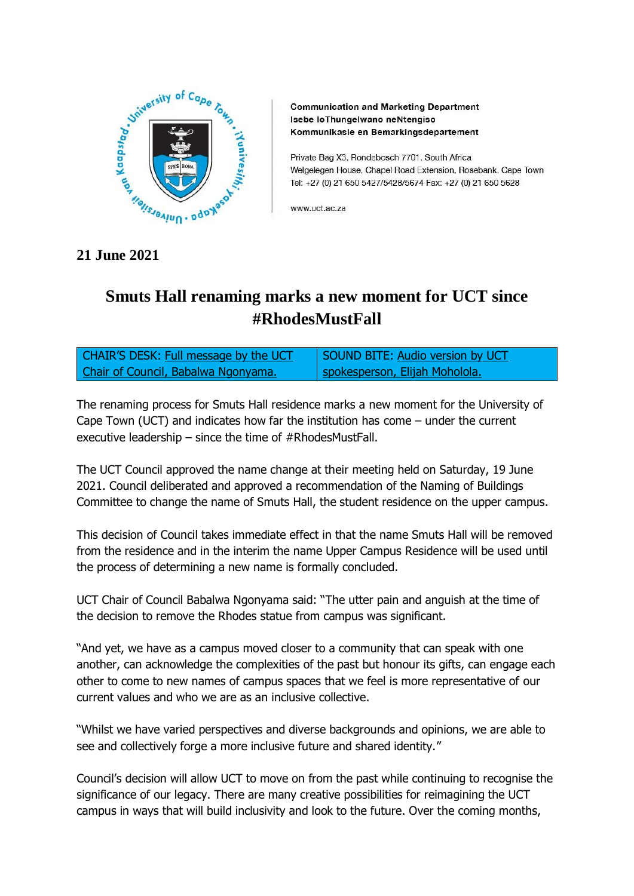**Communication and Marketing Department**
**Isebe loThungelwano neNtengiso**
**Kommunikasie en Bemarkingsdepartement**

Private Bag X3, Rondebosch 7701, South Africa
Welgelegen House, Chapel Road Extension, Rosebank, Cape Town
Tel: +27 (0) 21 650 5427/5428/5674 Fax: +27 (0) 21 650 5628

www.uct.ac.za

**21 June 2021**

# Smuts Hall renaming marks a new moment for UCT since #RhodesMustFall

| CHAIR'S DESK: Full message by the UCT Chair of Council, Babalwa Ngonyama. | SOUND BITE: Audio version by UCT spokesperson, Elijah Moholola. |
|---|---|

The renaming process for Smuts Hall residence marks a new moment for the University of Cape Town (UCT) and indicates how far the institution has come – under the current executive leadership – since the time of #RhodesMustFall.

The UCT Council approved the name change at their meeting held on Saturday, 19 June 2021. Council deliberated and approved a recommendation of the Naming of Buildings Committee to change the name of Smuts Hall, the student residence on the upper campus.

This decision of Council takes immediate effect in that the name Smuts Hall will be removed from the residence and in the interim the name Upper Campus Residence will be used until the process of determining a new name is formally concluded.

UCT Chair of Council Babalwa Ngonyama said: "The utter pain and anguish at the time of the decision to remove the Rhodes statue from campus was significant.

"And yet, we have as a campus moved closer to a community that can speak with one another, can acknowledge the complexities of the past but honour its gifts, can engage each other to come to new names of campus spaces that we feel is more representative of our current values and who we are as an inclusive collective.

"Whilst we have varied perspectives and diverse backgrounds and opinions, we are able to see and collectively forge a more inclusive future and shared identity."

Council's decision will allow UCT to move on from the past while continuing to recognise the significance of our legacy. There are many creative possibilities for reimagining the UCT campus in ways that will build inclusivity and look to the future. Over the coming months,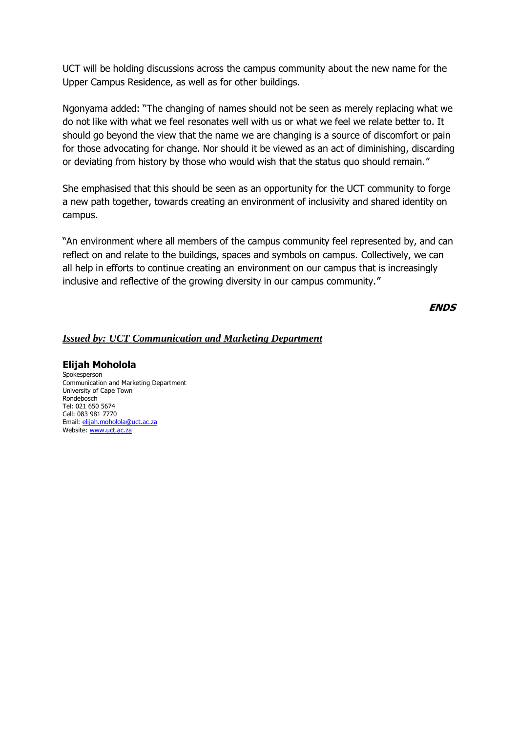UCT will be holding discussions across the campus community about the new name for the Upper Campus Residence, as well as for other buildings.

Ngonyama added: "The changing of names should not be seen as merely replacing what we do not like with what we feel resonates well with us or what we feel we relate better to. It should go beyond the view that the name we are changing is a source of discomfort or pain for those advocating for change. Nor should it be viewed as an act of diminishing, discarding or deviating from history by those who would wish that the status quo should remain."

She emphasised that this should be seen as an opportunity for the UCT community to forge a new path together, towards creating an environment of inclusivity and shared identity on campus.

"An environment where all members of the campus community feel represented by, and can reflect on and relate to the buildings, spaces and symbols on campus. Collectively, we can all help in efforts to continue creating an environment on our campus that is increasingly inclusive and reflective of the growing diversity in our campus community."

***ENDS***

***Issued by: UCT Communication and Marketing Department***

**Elijah Moholola**
Spokesperson
Communication and Marketing Department
University of Cape Town
Rondebosch
Tel: 021 650 5674
Cell: 083 981 7770
Email: elijah.moholola@uct.ac.za
Website: www.uct.ac.za